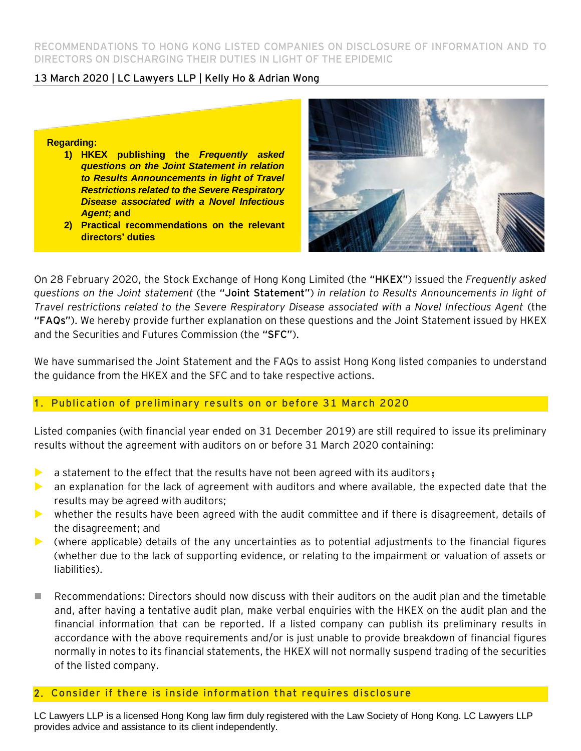# RECOMMENDATIONS TO HONG KONG LISTED COMPANIES ON DISCLOSURE OF INFORMATION AND TO DIRECTORS ON DISCHARGING THEIR DUTIES IN LIGHT OF THE EPIDEMIC

13 March 2020 | LC Lawyers LLP | Kelly Ho & Adrian Wong

**Regarding:**

1) **HKEX publishing the *Frequently asked questions on the Joint Statement in relation to Results Announcements in light of Travel Restrictions related to the Severe Respiratory Disease associated with a Novel Infectious Agent*; and**
2) **Practical recommendations on the relevant directors' duties**

On 28 February 2020, the Stock Exchange of Hong Kong Limited (the **"HKEX"**) issued the *Frequently asked questions on the Joint statement* (the **"Joint Statement"**) *in relation to Results Announcements in light of Travel restrictions related to the Severe Respiratory Disease associated with a Novel Infectious Agent* (the **"FAQs"**). We hereby provide further explanation on these questions and the Joint Statement issued by HKEX and the Securities and Futures Commission (the **"SFC"**).

We have summarised the Joint Statement and the FAQs to assist Hong Kong listed companies to understand the guidance from the HKEX and the SFC and to take respective actions.

## 1. Publication of preliminary results on or before 31 March 2020

Listed companies (with financial year ended on 31 December 2019) are still required to issue its preliminary results without the agreement with auditors on or before 31 March 2020 containing:

- a statement to the effect that the results have not been agreed with its auditors；
- an explanation for the lack of agreement with auditors and where available, the expected date that the results may be agreed with auditors;
- whether the results have been agreed with the audit committee and if there is disagreement, details of the disagreement; and
- (where applicable) details of the any uncertainties as to potential adjustments to the financial figures (whether due to the lack of supporting evidence, or relating to the impairment or valuation of assets or liabilities).

- Recommendations: Directors should now discuss with their auditors on the audit plan and the timetable and, after having a tentative audit plan, make verbal enquiries with the HKEX on the audit plan and the financial information that can be reported. If a listed company can publish its preliminary results in accordance with the above requirements and/or is just unable to provide breakdown of financial figures normally in notes to its financial statements, the HKEX will not normally suspend trading of the securities of the listed company.

## 2. Consider if there is inside information that requires disclosure

LC Lawyers LLP is a licensed Hong Kong law firm duly registered with the Law Society of Hong Kong. LC Lawyers LLP provides advice and assistance to its client independently.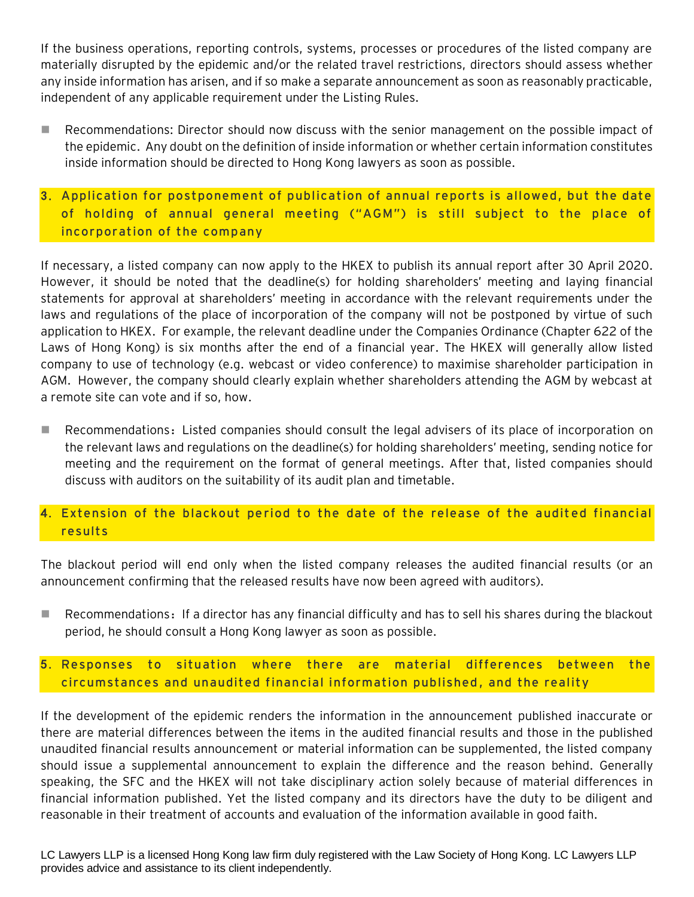If the business operations, reporting controls, systems, processes or procedures of the listed company are materially disrupted by the epidemic and/or the related travel restrictions, directors should assess whether any inside information has arisen, and if so make a separate announcement as soon as reasonably practicable, independent of any applicable requirement under the Listing Rules.

- Recommendations: Director should now discuss with the senior management on the possible impact of the epidemic. Any doubt on the definition of inside information or whether certain information constitutes inside information should be directed to Hong Kong lawyers as soon as possible.

## 3. Application for postponement of publication of annual reports is allowed, but the date of holding of annual general meeting ("AGM") is still subject to the place of incorporation of the company

If necessary, a listed company can now apply to the HKEX to publish its annual report after 30 April 2020. However, it should be noted that the deadline(s) for holding shareholders' meeting and laying financial statements for approval at shareholders' meeting in accordance with the relevant requirements under the laws and regulations of the place of incorporation of the company will not be postponed by virtue of such application to HKEX. For example, the relevant deadline under the Companies Ordinance (Chapter 622 of the Laws of Hong Kong) is six months after the end of a financial year. The HKEX will generally allow listed company to use of technology (e.g. webcast or video conference) to maximise shareholder participation in AGM. However, the company should clearly explain whether shareholders attending the AGM by webcast at a remote site can vote and if so, how.

- Recommendations：Listed companies should consult the legal advisers of its place of incorporation on the relevant laws and regulations on the deadline(s) for holding shareholders' meeting, sending notice for meeting and the requirement on the format of general meetings. After that, listed companies should discuss with auditors on the suitability of its audit plan and timetable.

## 4. Extension of the blackout period to the date of the release of the audited financial results

The blackout period will end only when the listed company releases the audited financial results (or an announcement confirming that the released results have now been agreed with auditors).

- Recommendations：If a director has any financial difficulty and has to sell his shares during the blackout period, he should consult a Hong Kong lawyer as soon as possible.

## 5. Responses to situation where there are material differences between the circumstances and unaudited financial information published, and the reality

If the development of the epidemic renders the information in the announcement published inaccurate or there are material differences between the items in the audited financial results and those in the published unaudited financial results announcement or material information can be supplemented, the listed company should issue a supplemental announcement to explain the difference and the reason behind. Generally speaking, the SFC and the HKEX will not take disciplinary action solely because of material differences in financial information published. Yet the listed company and its directors have the duty to be diligent and reasonable in their treatment of accounts and evaluation of the information available in good faith.

LC Lawyers LLP is a licensed Hong Kong law firm duly registered with the Law Society of Hong Kong. LC Lawyers LLP provides advice and assistance to its client independently.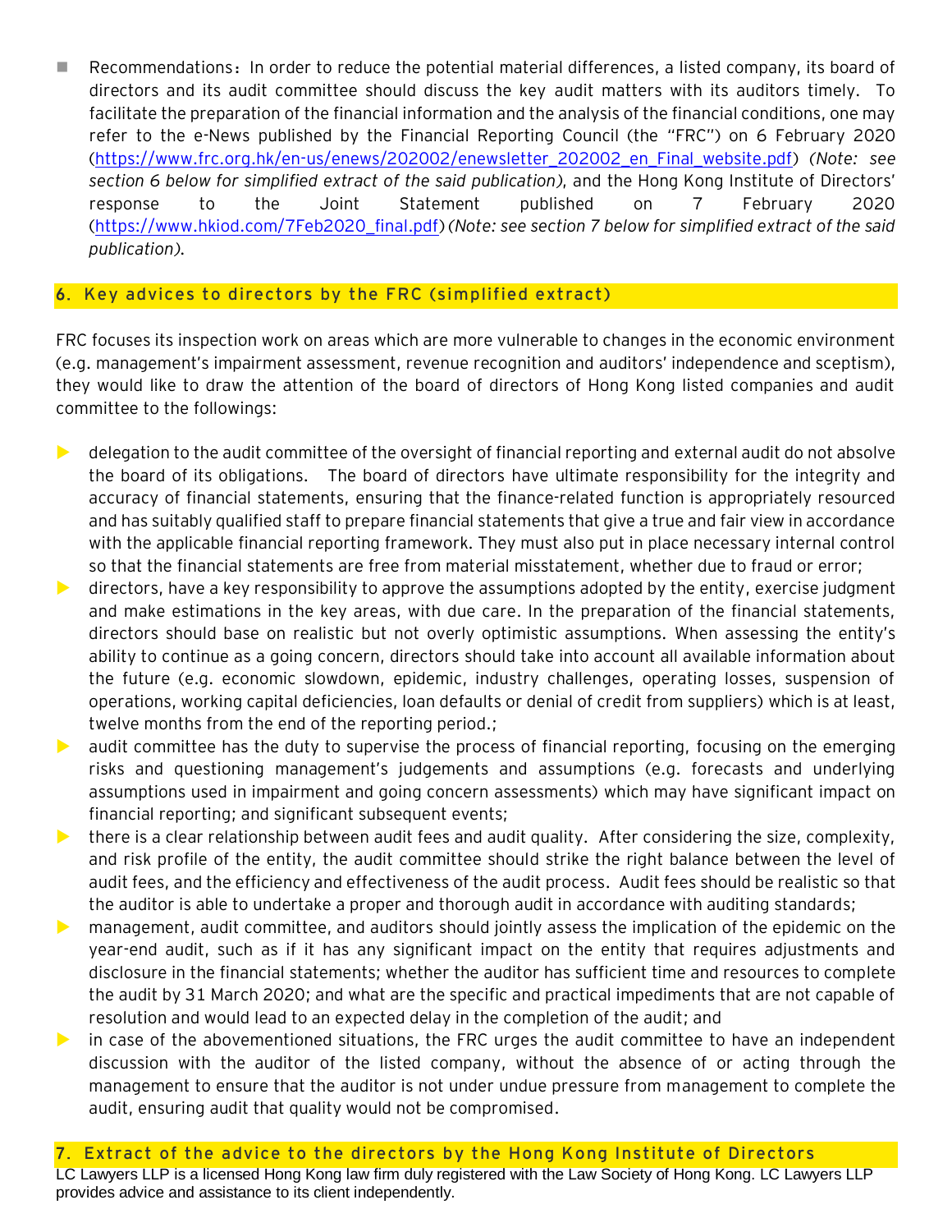- Recommendations：In order to reduce the potential material differences, a listed company, its board of directors and its audit committee should discuss the key audit matters with its auditors timely. To facilitate the preparation of the financial information and the analysis of the financial conditions, one may refer to the e-News published by the Financial Reporting Council (the "FRC") on 6 February 2020 (https://www.frc.org.hk/en-us/enews/202002/enewsletter_202002_en_Final_website.pdf) *(Note: see section 6 below for simplified extract of the said publication)*, and the Hong Kong Institute of Directors' response to the Joint Statement published on 7 February 2020 (https://www.hkiod.com/7Feb2020_final.pdf) *(Note: see section 7 below for simplified extract of the said publication).*

## 6. Key advices to directors by the FRC (simplified extract)

FRC focuses its inspection work on areas which are more vulnerable to changes in the economic environment (e.g. management's impairment assessment, revenue recognition and auditors' independence and sceptism), they would like to draw the attention of the board of directors of Hong Kong listed companies and audit committee to the followings:

- delegation to the audit committee of the oversight of financial reporting and external audit do not absolve the board of its obligations. The board of directors have ultimate responsibility for the integrity and accuracy of financial statements, ensuring that the finance-related function is appropriately resourced and has suitably qualified staff to prepare financial statements that give a true and fair view in accordance with the applicable financial reporting framework. They must also put in place necessary internal control so that the financial statements are free from material misstatement, whether due to fraud or error;
- directors, have a key responsibility to approve the assumptions adopted by the entity, exercise judgment and make estimations in the key areas, with due care. In the preparation of the financial statements, directors should base on realistic but not overly optimistic assumptions. When assessing the entity's ability to continue as a going concern, directors should take into account all available information about the future (e.g. economic slowdown, epidemic, industry challenges, operating losses, suspension of operations, working capital deficiencies, loan defaults or denial of credit from suppliers) which is at least, twelve months from the end of the reporting period.;
- audit committee has the duty to supervise the process of financial reporting, focusing on the emerging risks and questioning management's judgements and assumptions (e.g. forecasts and underlying assumptions used in impairment and going concern assessments) which may have significant impact on financial reporting; and significant subsequent events;
- there is a clear relationship between audit fees and audit quality. After considering the size, complexity, and risk profile of the entity, the audit committee should strike the right balance between the level of audit fees, and the efficiency and effectiveness of the audit process. Audit fees should be realistic so that the auditor is able to undertake a proper and thorough audit in accordance with auditing standards;
- management, audit committee, and auditors should jointly assess the implication of the epidemic on the year-end audit, such as if it has any significant impact on the entity that requires adjustments and disclosure in the financial statements; whether the auditor has sufficient time and resources to complete the audit by 31 March 2020; and what are the specific and practical impediments that are not capable of resolution and would lead to an expected delay in the completion of the audit; and
- in case of the abovementioned situations, the FRC urges the audit committee to have an independent discussion with the auditor of the listed company, without the absence of or acting through the management to ensure that the auditor is not under undue pressure from management to complete the audit, ensuring audit that quality would not be compromised.

## 7. Extract of the advice to the directors by the Hong Kong Institute of Directors

LC Lawyers LLP is a licensed Hong Kong law firm duly registered with the Law Society of Hong Kong. LC Lawyers LLP provides advice and assistance to its client independently.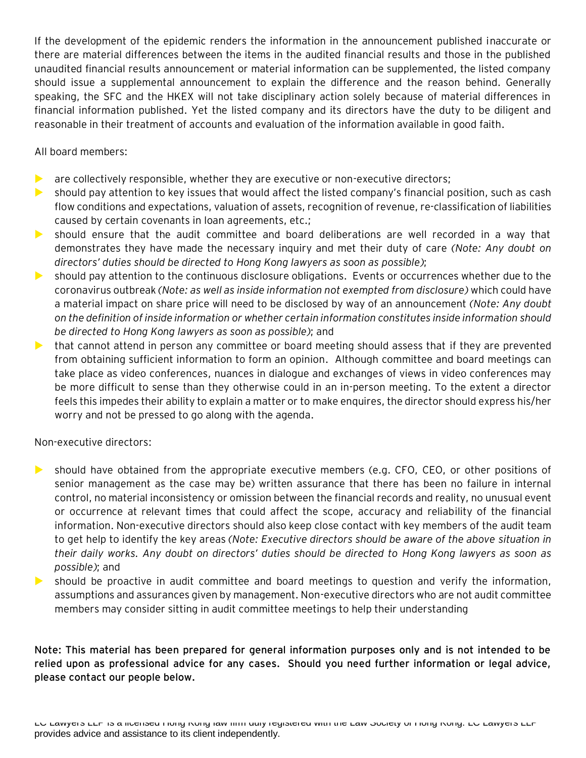If the development of the epidemic renders the information in the announcement published inaccurate or there are material differences between the items in the audited financial results and those in the published unaudited financial results announcement or material information can be supplemented, the listed company should issue a supplemental announcement to explain the difference and the reason behind. Generally speaking, the SFC and the HKEX will not take disciplinary action solely because of material differences in financial information published. Yet the listed company and its directors have the duty to be diligent and reasonable in their treatment of accounts and evaluation of the information available in good faith.

All board members:

- are collectively responsible, whether they are executive or non-executive directors;
- should pay attention to key issues that would affect the listed company's financial position, such as cash flow conditions and expectations, valuation of assets, recognition of revenue, re-classification of liabilities caused by certain covenants in loan agreements, etc.;
- should ensure that the audit committee and board deliberations are well recorded in a way that demonstrates they have made the necessary inquiry and met their duty of care *(Note: Any doubt on directors' duties should be directed to Hong Kong lawyers as soon as possible)*;
- should pay attention to the continuous disclosure obligations. Events or occurrences whether due to the coronavirus outbreak *(Note: as well as inside information not exempted from disclosure)* which could have a material impact on share price will need to be disclosed by way of an announcement *(Note: Any doubt on the definition of inside information or whether certain information constitutes inside information should be directed to Hong Kong lawyers as soon as possible)*; and
- that cannot attend in person any committee or board meeting should assess that if they are prevented from obtaining sufficient information to form an opinion. Although committee and board meetings can take place as video conferences, nuances in dialogue and exchanges of views in video conferences may be more difficult to sense than they otherwise could in an in-person meeting. To the extent a director feels this impedes their ability to explain a matter or to make enquires, the director should express his/her worry and not be pressed to go along with the agenda.

Non-executive directors:

- should have obtained from the appropriate executive members (e.g. CFO, CEO, or other positions of senior management as the case may be) written assurance that there has been no failure in internal control, no material inconsistency or omission between the financial records and reality, no unusual event or occurrence at relevant times that could affect the scope, accuracy and reliability of the financial information. Non-executive directors should also keep close contact with key members of the audit team to get help to identify the key areas *(Note: Executive directors should be aware of the above situation in their daily works. Any doubt on directors' duties should be directed to Hong Kong lawyers as soon as possible)*; and
- should be proactive in audit committee and board meetings to question and verify the information, assumptions and assurances given by management. Non-executive directors who are not audit committee members may consider sitting in audit committee meetings to help their understanding

**Note: This material has been prepared for general information purposes only and is not intended to be relied upon as professional advice for any cases. Should you need further information or legal advice, please contact our people below.**

LC Lawyers LLP is a licensed Hong Kong law firm duly registered with the Law Society of Hong Kong. LC Lawyers LLP provides advice and assistance to its client independently.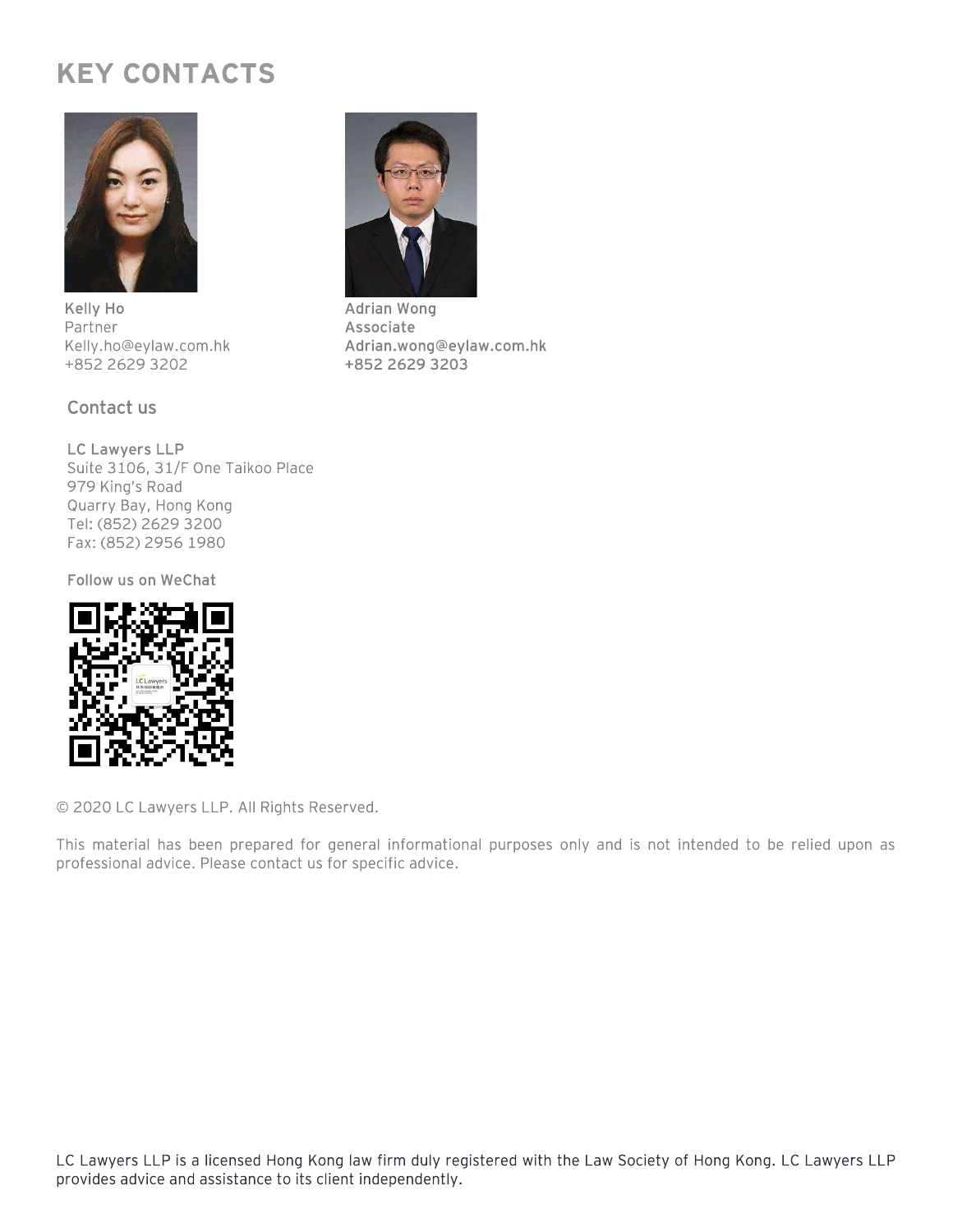# KEY CONTACTS

**Kelly Ho**
Partner
Kelly.ho@eylaw.com.hk
+852 2629 3202

**Adrian Wong**
Associate
Adrian.wong@eylaw.com.hk
+852 2629 3203

## Contact us

**LC Lawyers LLP**
Suite 3106, 31/F One Taikoo Place
979 King's Road
Quarry Bay, Hong Kong
Tel: (852) 2629 3200
Fax: (852) 2956 1980

**Follow us on WeChat**

© 2020 LC Lawyers LLP. All Rights Reserved.

This material has been prepared for general informational purposes only and is not intended to be relied upon as professional advice. Please contact us for specific advice.

LC Lawyers LLP is a licensed Hong Kong law firm duly registered with the Law Society of Hong Kong. LC Lawyers LLP provides advice and assistance to its client independently.